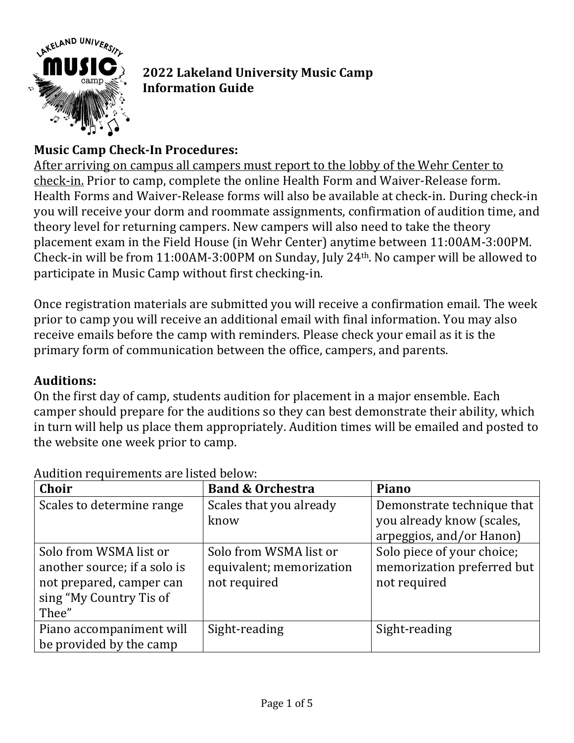# 2022 Lakeland University Music Camp Information Guide

**Music Camp Check-In Procedures:**

After arriving on campus all campers must report to the lobby of the Wehr Center to check-in. Prior to camp, complete the online Health Form and Waiver-Release form. Health Forms and Waiver-Release forms will also be available at check-in. During check-in you will receive your dorm and roommate assignments, confirmation of audition time, and theory level for returning campers. New campers will also need to take the theory placement exam in the Field House (in Wehr Center) anytime between 11:00AM-3:00PM. Check-in will be from 11:00AM-3:00PM on Sunday, July 24th. No camper will be allowed to participate in Music Camp without first checking-in.

Once registration materials are submitted you will receive a confirmation email. The week prior to camp you will receive an additional email with final information. You may also receive emails before the camp with reminders. Please check your email as it is the primary form of communication between the office, campers, and parents.

**Auditions:**

On the first day of camp, students audition for placement in a major ensemble. Each camper should prepare for the auditions so they can best demonstrate their ability, which in turn will help us place them appropriately. Audition times will be emailed and posted to the website one week prior to camp.

Audition requirements are listed below:

| Choir | Band & Orchestra | Piano |
|---|---|---|
| Scales to determine range | Scales that you already know | Demonstrate technique that you already know (scales, arpeggios, and/or Hanon) |
| Solo from WSMA list or another source; if a solo is not prepared, camper can sing "My Country Tis of Thee" | Solo from WSMA list or equivalent; memorization not required | Solo piece of your choice; memorization preferred but not required |
| Piano accompaniment will be provided by the camp | Sight-reading | Sight-reading |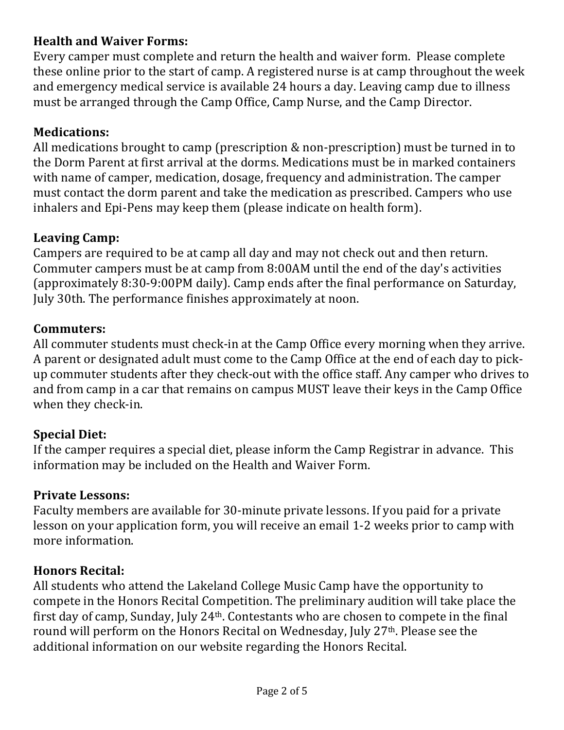**Health and Waiver Forms:**
Every camper must complete and return the health and waiver form. Please complete these online prior to the start of camp. A registered nurse is at camp throughout the week and emergency medical service is available 24 hours a day. Leaving camp due to illness must be arranged through the Camp Office, Camp Nurse, and the Camp Director.

**Medications:**
All medications brought to camp (prescription & non-prescription) must be turned in to the Dorm Parent at first arrival at the dorms. Medications must be in marked containers with name of camper, medication, dosage, frequency and administration. The camper must contact the dorm parent and take the medication as prescribed. Campers who use inhalers and Epi-Pens may keep them (please indicate on health form).

**Leaving Camp:**
Campers are required to be at camp all day and may not check out and then return. Commuter campers must be at camp from 8:00AM until the end of the day's activities (approximately 8:30-9:00PM daily). Camp ends after the final performance on Saturday, July 30th. The performance finishes approximately at noon.

**Commuters:**
All commuter students must check-in at the Camp Office every morning when they arrive. A parent or designated adult must come to the Camp Office at the end of each day to pick-up commuter students after they check-out with the office staff. Any camper who drives to and from camp in a car that remains on campus MUST leave their keys in the Camp Office when they check-in.

**Special Diet:**
If the camper requires a special diet, please inform the Camp Registrar in advance. This information may be included on the Health and Waiver Form.

**Private Lessons:**
Faculty members are available for 30-minute private lessons. If you paid for a private lesson on your application form, you will receive an email 1-2 weeks prior to camp with more information.

**Honors Recital:**
All students who attend the Lakeland College Music Camp have the opportunity to compete in the Honors Recital Competition. The preliminary audition will take place the first day of camp, Sunday, July 24th. Contestants who are chosen to compete in the final round will perform on the Honors Recital on Wednesday, July 27th. Please see the additional information on our website regarding the Honors Recital.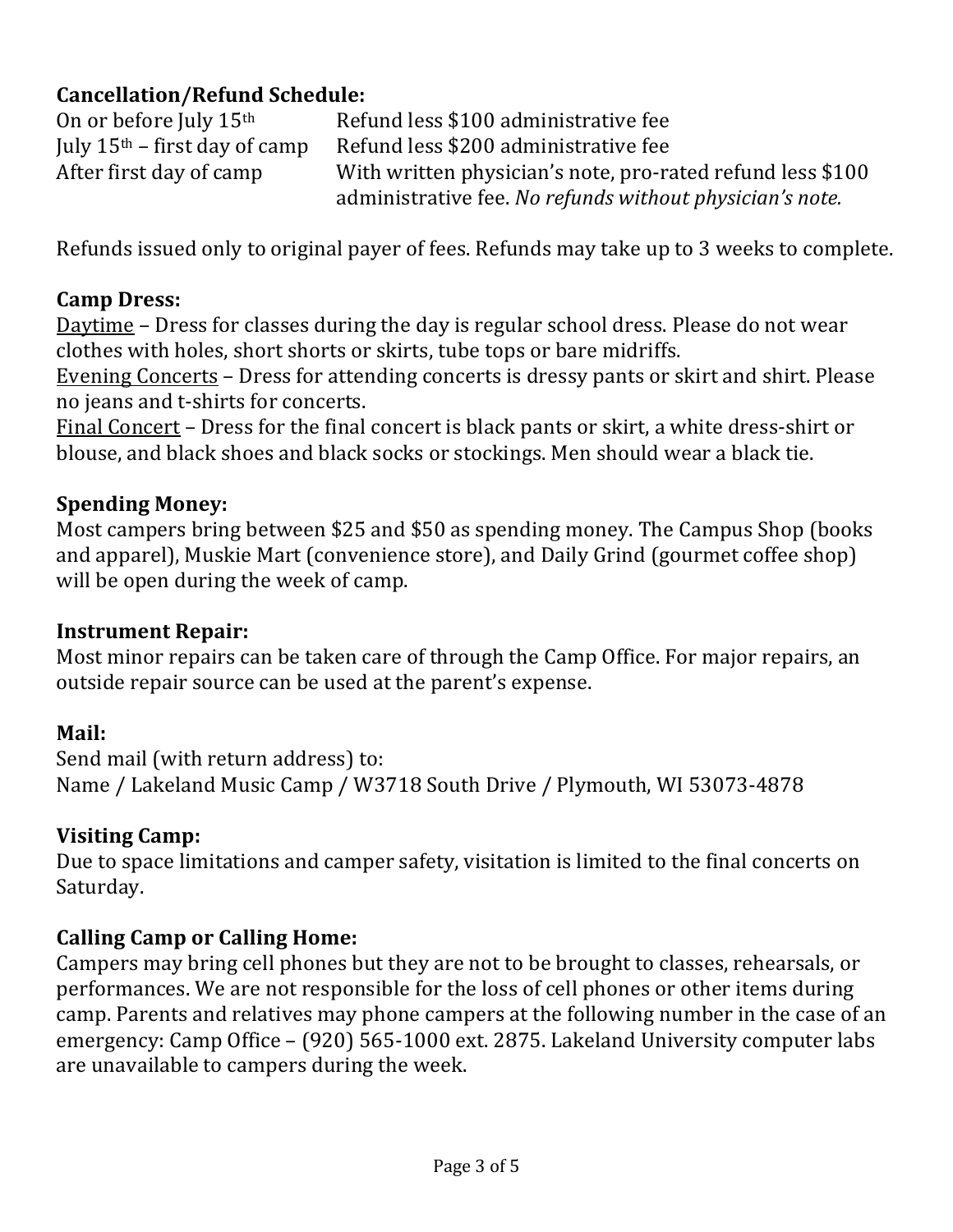**Cancellation/Refund Schedule:**

| | |
|---|---|
| On or before July 15th | Refund less $100 administrative fee |
| July 15th – first day of camp | Refund less $200 administrative fee |
| After first day of camp | With written physician's note, pro-rated refund less $100 administrative fee. *No refunds without physician's note.* |

Refunds issued only to original payer of fees. Refunds may take up to 3 weeks to complete.

**Camp Dress:**

<u>Daytime</u> – Dress for classes during the day is regular school dress. Please do not wear clothes with holes, short shorts or skirts, tube tops or bare midriffs.

<u>Evening Concerts</u> – Dress for attending concerts is dressy pants or skirt and shirt. Please no jeans and t-shirts for concerts.

<u>Final Concert</u> – Dress for the final concert is black pants or skirt, a white dress-shirt or blouse, and black shoes and black socks or stockings. Men should wear a black tie.

**Spending Money:**

Most campers bring between $25 and $50 as spending money. The Campus Shop (books and apparel), Muskie Mart (convenience store), and Daily Grind (gourmet coffee shop) will be open during the week of camp.

**Instrument Repair:**

Most minor repairs can be taken care of through the Camp Office. For major repairs, an outside repair source can be used at the parent's expense.

**Mail:**

Send mail (with return address) to:
Name / Lakeland Music Camp / W3718 South Drive / Plymouth, WI 53073-4878

**Visiting Camp:**

Due to space limitations and camper safety, visitation is limited to the final concerts on Saturday.

**Calling Camp or Calling Home:**

Campers may bring cell phones but they are not to be brought to classes, rehearsals, or performances. We are not responsible for the loss of cell phones or other items during camp. Parents and relatives may phone campers at the following number in the case of an emergency: Camp Office – (920) 565-1000 ext. 2875. Lakeland University computer labs are unavailable to campers during the week.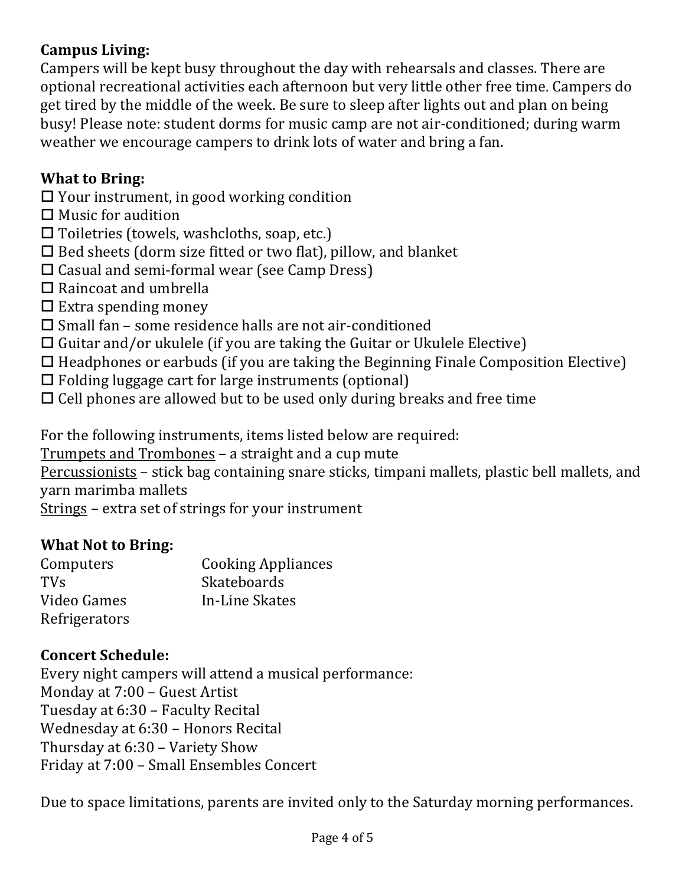**Campus Living:**
Campers will be kept busy throughout the day with rehearsals and classes. There are optional recreational activities each afternoon but very little other free time. Campers do get tired by the middle of the week. Be sure to sleep after lights out and plan on being busy! Please note: student dorms for music camp are not air-conditioned; during warm weather we encourage campers to drink lots of water and bring a fan.

**What to Bring:**

- ☐ Your instrument, in good working condition
- ☐ Music for audition
- ☐ Toiletries (towels, washcloths, soap, etc.)
- ☐ Bed sheets (dorm size fitted or two flat), pillow, and blanket
- ☐ Casual and semi-formal wear (see Camp Dress)
- ☐ Raincoat and umbrella
- ☐ Extra spending money
- ☐ Small fan – some residence halls are not air-conditioned
- ☐ Guitar and/or ukulele (if you are taking the Guitar or Ukulele Elective)
- ☐ Headphones or earbuds (if you are taking the Beginning Finale Composition Elective)
- ☐ Folding luggage cart for large instruments (optional)
- ☐ Cell phones are allowed but to be used only during breaks and free time

For the following instruments, items listed below are required:
<u>Trumpets and Trombones</u> – a straight and a cup mute
<u>Percussionists</u> – stick bag containing snare sticks, timpani mallets, plastic bell mallets, and yarn marimba mallets
<u>Strings</u> – extra set of strings for your instrument

**What Not to Bring:**

| | |
|---|---|
| Computers | Cooking Appliances |
| TVs | Skateboards |
| Video Games | In-Line Skates |
| Refrigerators | |

**Concert Schedule:**
Every night campers will attend a musical performance:
Monday at 7:00 – Guest Artist
Tuesday at 6:30 – Faculty Recital
Wednesday at 6:30 – Honors Recital
Thursday at 6:30 – Variety Show
Friday at 7:00 – Small Ensembles Concert

Due to space limitations, parents are invited only to the Saturday morning performances.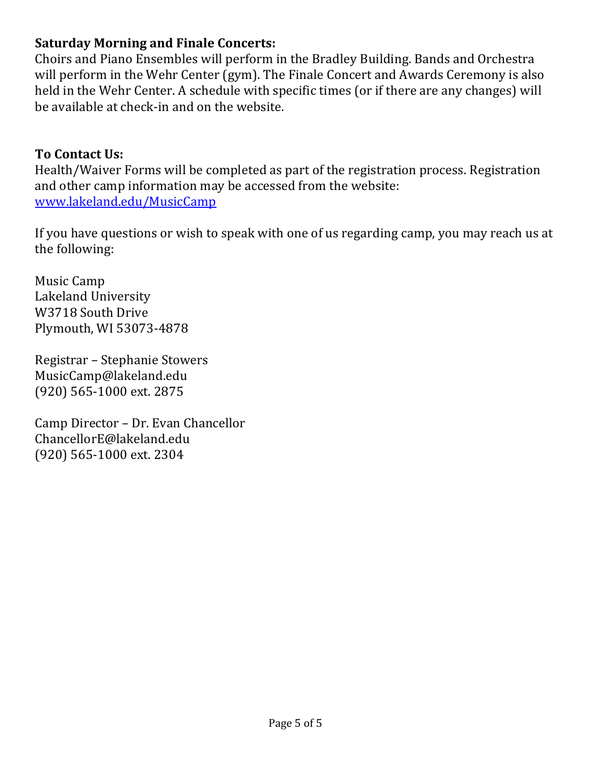**Saturday Morning and Finale Concerts:**
Choirs and Piano Ensembles will perform in the Bradley Building. Bands and Orchestra will perform in the Wehr Center (gym). The Finale Concert and Awards Ceremony is also held in the Wehr Center. A schedule with specific times (or if there are any changes) will be available at check-in and on the website.

**To Contact Us:**
Health/Waiver Forms will be completed as part of the registration process. Registration and other camp information may be accessed from the website:
www.lakeland.edu/MusicCamp

If you have questions or wish to speak with one of us regarding camp, you may reach us at the following:

Music Camp
Lakeland University
W3718 South Drive
Plymouth, WI 53073-4878

Registrar – Stephanie Stowers
MusicCamp@lakeland.edu
(920) 565-1000 ext. 2875

Camp Director – Dr. Evan Chancellor
ChancellorE@lakeland.edu
(920) 565-1000 ext. 2304